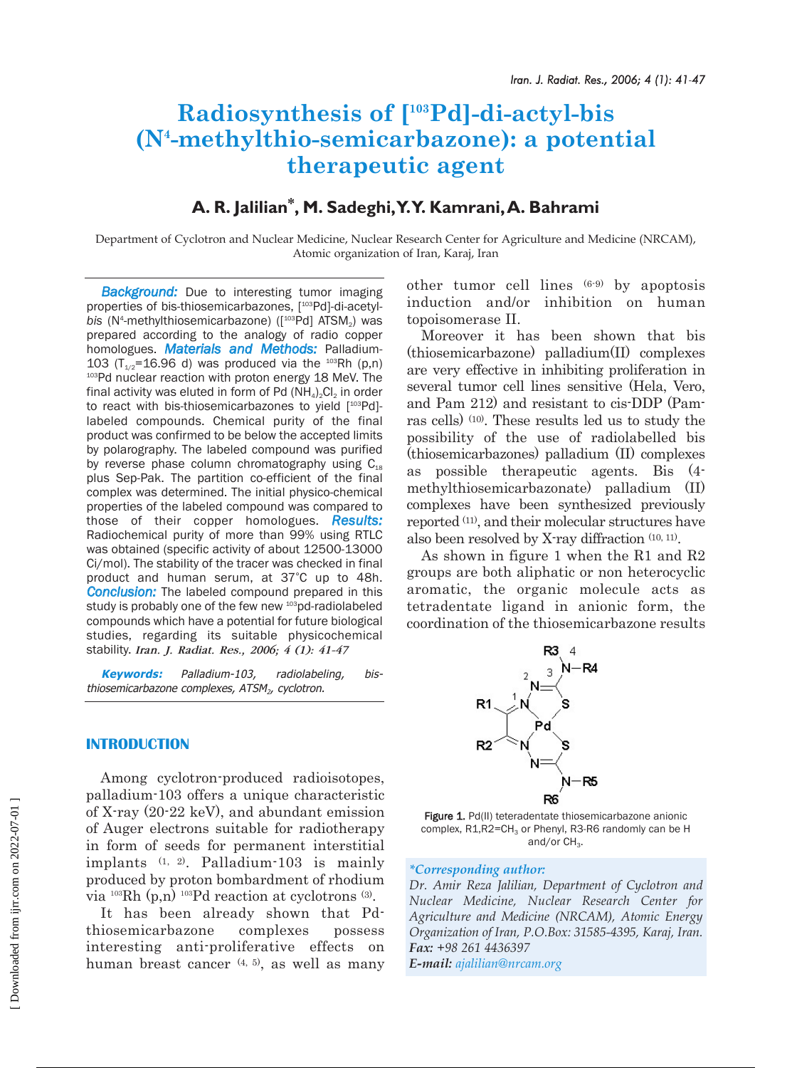# Radiosynthesis of [$^{103}$Pd]-di-actyl-bis (N$^4$-methylthio-semicarbazone): a potential therapeutic agent

## A. R. Jalilian*, M. Sadeghi, Y. Y. Kamrani, A. Bahrami

Department of Cyclotron and Nuclear Medicine, Nuclear Research Center for Agriculture and Medicine (NRCAM), Atomic organization of Iran, Karaj, Iran

***Background:*** Due to interesting tumor imaging properties of bis-thiosemicarbazones, [$^{103}$Pd]-di-acetyl-*bis* (N$^4$-methylthiosemicarbazone) ([$^{103}$Pd] ATSM$_2$) was prepared according to the analogy of radio copper homologues. ***Materials and Methods:*** Palladium-103 ($T_{1/2}$=16.96 d) was produced via the $^{103}$Rh (p,n) $^{103}$Pd nuclear reaction with proton energy 18 MeV. The final activity was eluted in form of Pd $(NH_4)_2Cl_2$ in order to react with bis-thiosemicarbazones to yield [$^{103}$Pd]-labeled compounds. Chemical purity of the final product was confirmed to be below the accepted limits by polarography. The labeled compound was purified by reverse phase column chromatography using C$_{18}$ plus Sep-Pak. The partition co-efficient of the final complex was determined. The initial physico-chemical properties of the labeled compound was compared to those of their copper homologues. ***Results:*** Radiochemical purity of more than 99% using RTLC was obtained (specific activity of about 12500-13000 Ci/mol). The stability of the tracer was checked in final product and human serum, at 37°C up to 48h. ***Conclusion:*** The labeled compound prepared in this study is probably one of the few new $^{103}$pd-radiolabeled compounds which have a potential for future biological studies, regarding its suitable physicochemical stability. ***Iran. J. Radiat. Res., 2006; 4 (1): 41-47***

***Keywords:*** *Palladium-103, radiolabeling, bis-thiosemicarbazone complexes, ATSM$_2$, cyclotron.*

## INTRODUCTION

Among cyclotron-produced radioisotopes, palladium-103 offers a unique characteristic of X-ray (20-22 keV), and abundant emission of Auger electrons suitable for radiotherapy in form of seeds for permanent interstitial implants [1, 2]. Palladium-103 is mainly produced by proton bombardment of rhodium via $^{103}$Rh (p,n) $^{103}$Pd reaction at cyclotrons [3].

It has been already shown that Pd-thiosemicarbazone complexes possess interesting anti-proliferative effects on human breast cancer [4, 5], as well as many other tumor cell lines [6-9] by apoptosis induction and/or inhibition on human topoisomerase II.

Moreover it has been shown that bis (thiosemicarbazone) palladium(II) complexes are very effective in inhibiting proliferation in several tumor cell lines sensitive (Hela, Vero, and Pam 212) and resistant to cis-DDP (Pam-ras cells) [10]. These results led us to study the possibility of the use of radiolabelled bis (thiosemicarbazones) palladium (II) complexes as possible therapeutic agents. Bis (4-methylthiosemicarbazonate) palladium (II) complexes have been synthesized previously reported [11], and their molecular structures have also been resolved by X-ray diffraction [10, 11].

As shown in figure 1 when the R1 and R2 groups are both aliphatic or non heterocyclic aromatic, the organic molecule acts as tetradentate ligand in anionic form, the coordination of the thiosemicarbazone results

**Figure 1.** Pd(II) teteradentate thiosemicarbazone anionic complex, R1,R2=CH$_3$ or Phenyl, R3-R6 randomly can be H and/or CH$_3$.

**Corresponding author:*
*Dr. Amir Reza Jalilian, Department of Cyclotron and Nuclear Medicine, Nuclear Research Center for Agriculture and Medicine (NRCAM), Atomic Energy Organization of Iran, P.O.Box: 31585-4395, Karaj, Iran.*
***Fax:*** *+98 261 4436397*
***E-mail:*** *ajalilian@nrcam.org*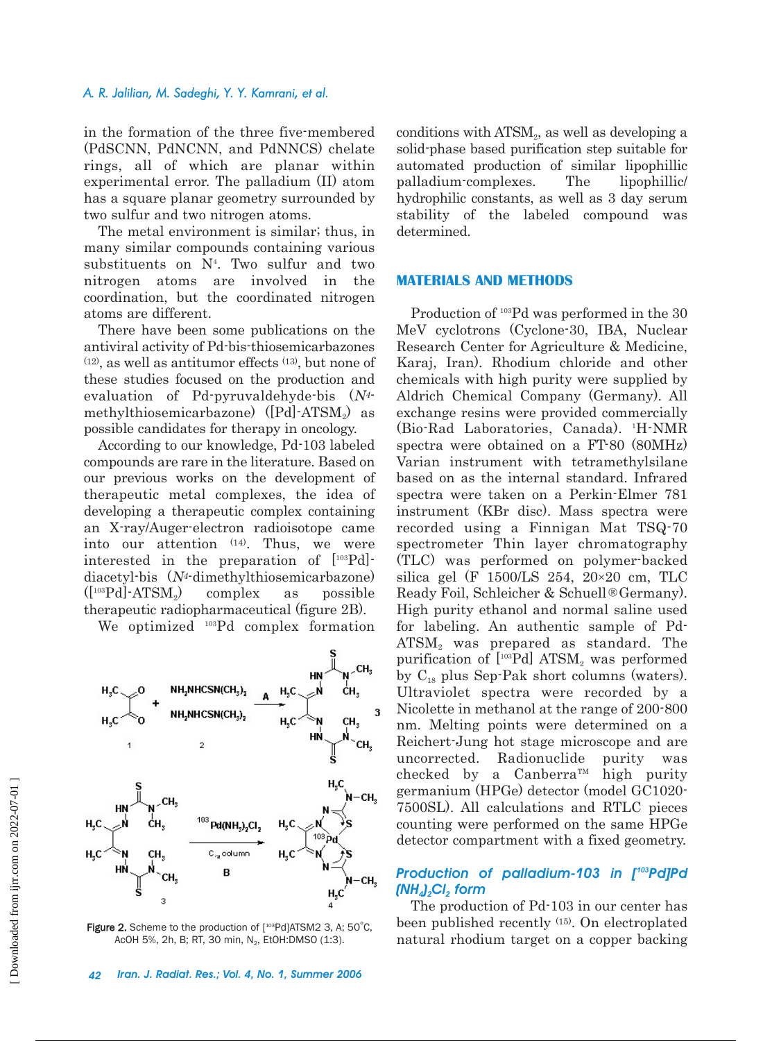in the formation of the three five-membered (PdSCNN, PdNCNN, and PdNNCS) chelate rings, all of which are planar within experimental error. The palladium (II) atom has a square planar geometry surrounded by two sulfur and two nitrogen atoms.

The metal environment is similar; thus, in many similar compounds containing various substituents on $N^4$. Two sulfur and two nitrogen atoms are involved in the coordination, but the coordinated nitrogen atoms are different.

There have been some publications on the antiviral activity of Pd-bis-thiosemicarbazones [12], as well as antitumor effects [13], but none of these studies focused on the production and evaluation of Pd-pyruvaldehyde-bis (*$N^4$*-methylthiosemicarbazone) ([Pd]-ATSM$_2$) as possible candidates for therapy in oncology.

According to our knowledge, Pd-103 labeled compounds are rare in the literature. Based on our previous works on the development of therapeutic metal complexes, the idea of developing a therapeutic complex containing an X-ray/Auger-electron radioisotope came into our attention [14]. Thus, we were interested in the preparation of [$^{103}$Pd]-diacetyl-bis (*$N^4$*-dimethylthiosemicarbazone) ([$^{103}$Pd]-ATSM$_2$) complex as possible therapeutic radiopharmaceutical (figure 2B).

We optimized $^{103}$Pd complex formation conditions with ATSM$_2$, as well as developing a solid-phase based purification step suitable for automated production of similar lipophillic palladium-complexes. The lipophillic/hydrophilic constants, as well as 3 day serum stability of the labeled compound was determined.

**Figure 2.** Scheme to the production of [$^{103}$Pd]ATSM2 3, A; 50°C, AcOH 5%, 2h, B; RT, 30 min, $N_2$, EtOH:DMSO (1:3).

## MATERIALS AND METHODS

Production of $^{103}$Pd was performed in the 30 MeV cyclotrons (Cyclone-30, IBA, Nuclear Research Center for Agriculture & Medicine, Karaj, Iran). Rhodium chloride and other chemicals with high purity were supplied by Aldrich Chemical Company (Germany). All exchange resins were provided commercially (Bio-Rad Laboratories, Canada). $^1$H-NMR spectra were obtained on a FT-80 (80MHz) Varian instrument with tetramethylsilane based on as the internal standard. Infrared spectra were taken on a Perkin-Elmer 781 instrument (KBr disc). Mass spectra were recorded using a Finnigan Mat TSQ-70 spectrometer Thin layer chromatography (TLC) was performed on polymer-backed silica gel (F 1500/LS 254, 20×20 cm, TLC Ready Foil, Schleicher & Schuell®Germany). High purity ethanol and normal saline used for labeling. An authentic sample of Pd-ATSM$_2$ was prepared as standard. The purification of [$^{103}$Pd] ATSM$_2$ was performed by C$_{18}$ plus Sep-Pak short columns (waters). Ultraviolet spectra were recorded by a Nicolette in methanol at the range of 200-800 nm. Melting points were determined on a Reichert-Jung hot stage microscope and are uncorrected. Radionuclide purity was checked by a Canberra™ high purity germanium (HPGe) detector (model GC1020-7500SL). All calculations and RTLC pieces counting were performed on the same HPGe detector compartment with a fixed geometry.

### *Production of palladium-103 in [$^{103}$Pd]Pd(NH$_4$)$_2$Cl$_2$ form*

The production of Pd-103 in our center has been published recently [15]. On electroplated natural rhodium target on a copper backing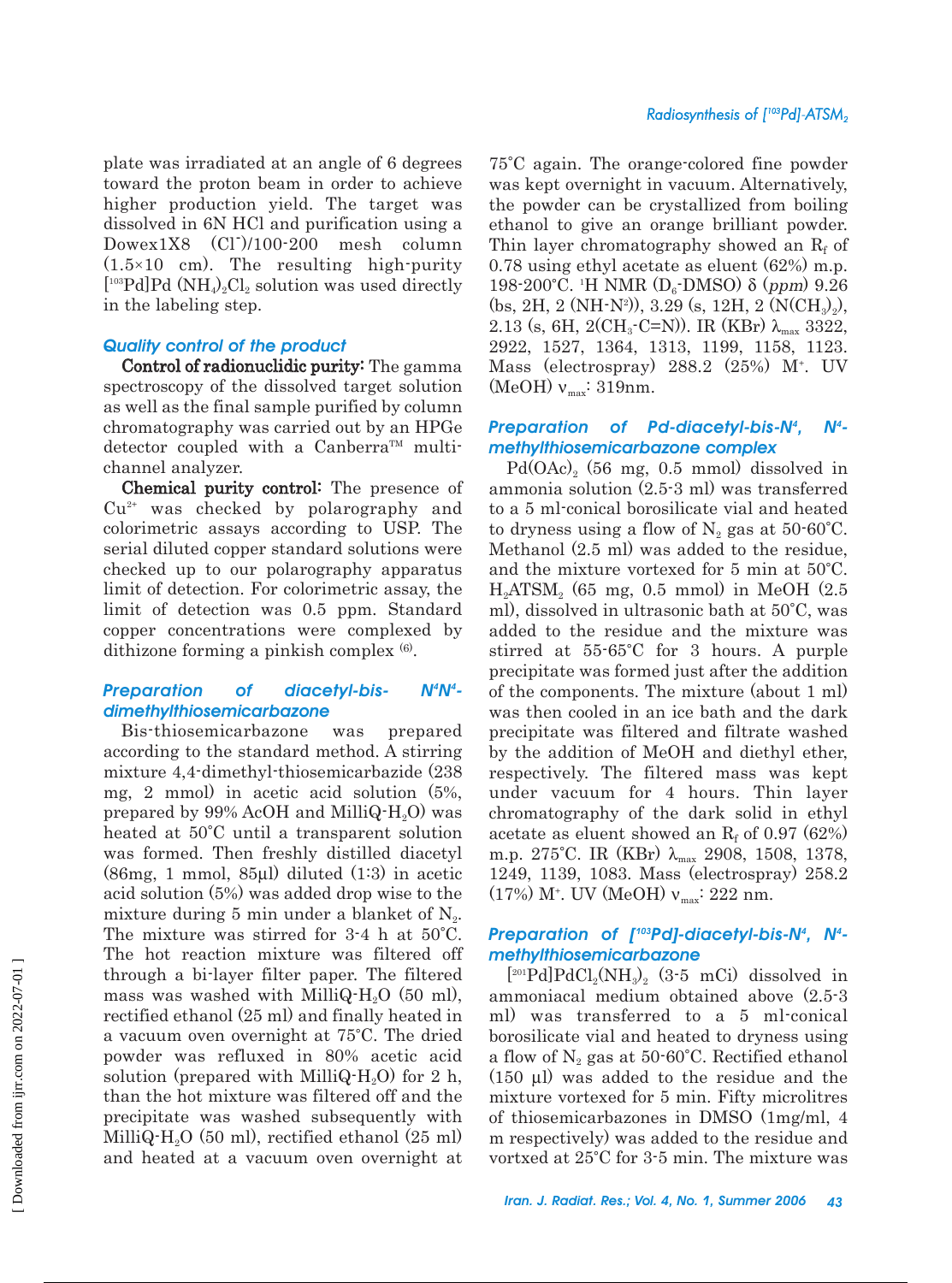plate was irradiated at an angle of 6 degrees toward the proton beam in order to achieve higher production yield. The target was dissolved in 6N HCl and purification using a Dowex1X8 ($Cl^-$)/100-200 mesh column (1.5×10 cm). The resulting high-purity [$^{103}$Pd]Pd $(NH_4)_2Cl_2$ solution was used directly in the labeling step.

### *Quality control of the product*

**Control of radionuclidic purity:** The gamma spectroscopy of the dissolved target solution as well as the final sample purified by column chromatography was carried out by an HPGe detector coupled with a Canberra™ multi-channel analyzer.

**Chemical purity control:** The presence of $Cu^{2+}$ was checked by polarography and colorimetric assays according to USP. The serial diluted copper standard solutions were checked up to our polarography apparatus limit of detection. For colorimetric assay, the limit of detection was 0.5 ppm. Standard copper concentrations were complexed by dithizone forming a pinkish complex [6].

### *Preparation of diacetyl-bis- $N^4N^4$-dimethylthiosemicarbazone*

Bis-thiosemicarbazone was prepared according to the standard method. A stirring mixture 4,4-dimethyl-thiosemicarbazide (238 mg, 2 mmol) in acetic acid solution (5%, prepared by 99% AcOH and MilliQ-$H_2O$) was heated at 50°C until a transparent solution was formed. Then freshly distilled diacetyl (86mg, 1 mmol, 85μl) diluted (1:3) in acetic acid solution (5%) was added drop wise to the mixture during 5 min under a blanket of $N_2$. The mixture was stirred for 3-4 h at 50°C. The hot reaction mixture was filtered off through a bi-layer filter paper. The filtered mass was washed with MilliQ-$H_2O$ (50 ml), rectified ethanol (25 ml) and finally heated in a vacuum oven overnight at 75°C. The dried powder was refluxed in 80% acetic acid solution (prepared with MilliQ-$H_2O$) for 2 h, than the hot mixture was filtered off and the precipitate was washed subsequently with MilliQ-$H_2O$ (50 ml), rectified ethanol (25 ml) and heated at a vacuum oven overnight at 75°C again. The orange-colored fine powder was kept overnight in vacuum. Alternatively, the powder can be crystallized from boiling ethanol to give an orange brilliant powder. Thin layer chromatography showed an $R_f$ of 0.78 using ethyl acetate as eluent (62%) m.p. 198-200°C. $^1$H NMR ($D_6$-DMSO) δ (*ppm*) 9.26 (bs, 2H, 2 (NH-$N^2$)), 3.29 (s, 12H, 2 ($N(CH_3)_2$), 2.13 (s, 6H, 2($CH_3$-C=N)). IR (KBr) $\lambda_{max}$ 3322, 2922, 1527, 1364, 1313, 1199, 1158, 1123. Mass (electrospray) 288.2 (25%) $M^+$. UV (MeOH) $\nu_{max}$: 319nm.

### *Preparation of Pd-diacetyl-bis-$N^4$, $N^4$-methylthiosemicarbazone complex*

$Pd(OAc)_2$ (56 mg, 0.5 mmol) dissolved in ammonia solution (2.5-3 ml) was transferred to a 5 ml-conical borosilicate vial and heated to dryness using a flow of $N_2$ gas at 50-60°C. Methanol (2.5 ml) was added to the residue, and the mixture vortexed for 5 min at 50°C. $H_2ATSM_2$ (65 mg, 0.5 mmol) in MeOH (2.5 ml), dissolved in ultrasonic bath at 50°C, was added to the residue and the mixture was stirred at 55-65°C for 3 hours. A purple precipitate was formed just after the addition of the components. The mixture (about 1 ml) was then cooled in an ice bath and the dark precipitate was filtered and filtrate washed by the addition of MeOH and diethyl ether, respectively. The filtered mass was kept under vacuum for 4 hours. Thin layer chromatography of the dark solid in ethyl acetate as eluent showed an $R_f$ of 0.97 (62%) m.p. 275°C. IR (KBr) $\lambda_{max}$ 2908, 1508, 1378, 1249, 1139, 1083. Mass (electrospray) 258.2 (17%) $M^+$. UV (MeOH) $\nu_{max}$: 222 nm.

### *Preparation of [$^{103}$Pd]-diacetyl-bis-$N^4$, $N^4$-methylthiosemicarbazone*

[$^{201}$Pd]$PdCl_2(NH_3)_2$ (3-5 mCi) dissolved in ammoniacal medium obtained above (2.5-3 ml) was transferred to a 5 ml-conical borosilicate vial and heated to dryness using a flow of $N_2$ gas at 50-60°C. Rectified ethanol (150 μl) was added to the residue and the mixture vortexed for 5 min. Fifty microlitres of thiosemicarbazones in DMSO (1mg/ml, 4 m respectively) was added to the residue and vortxed at 25°C for 3-5 min. The mixture was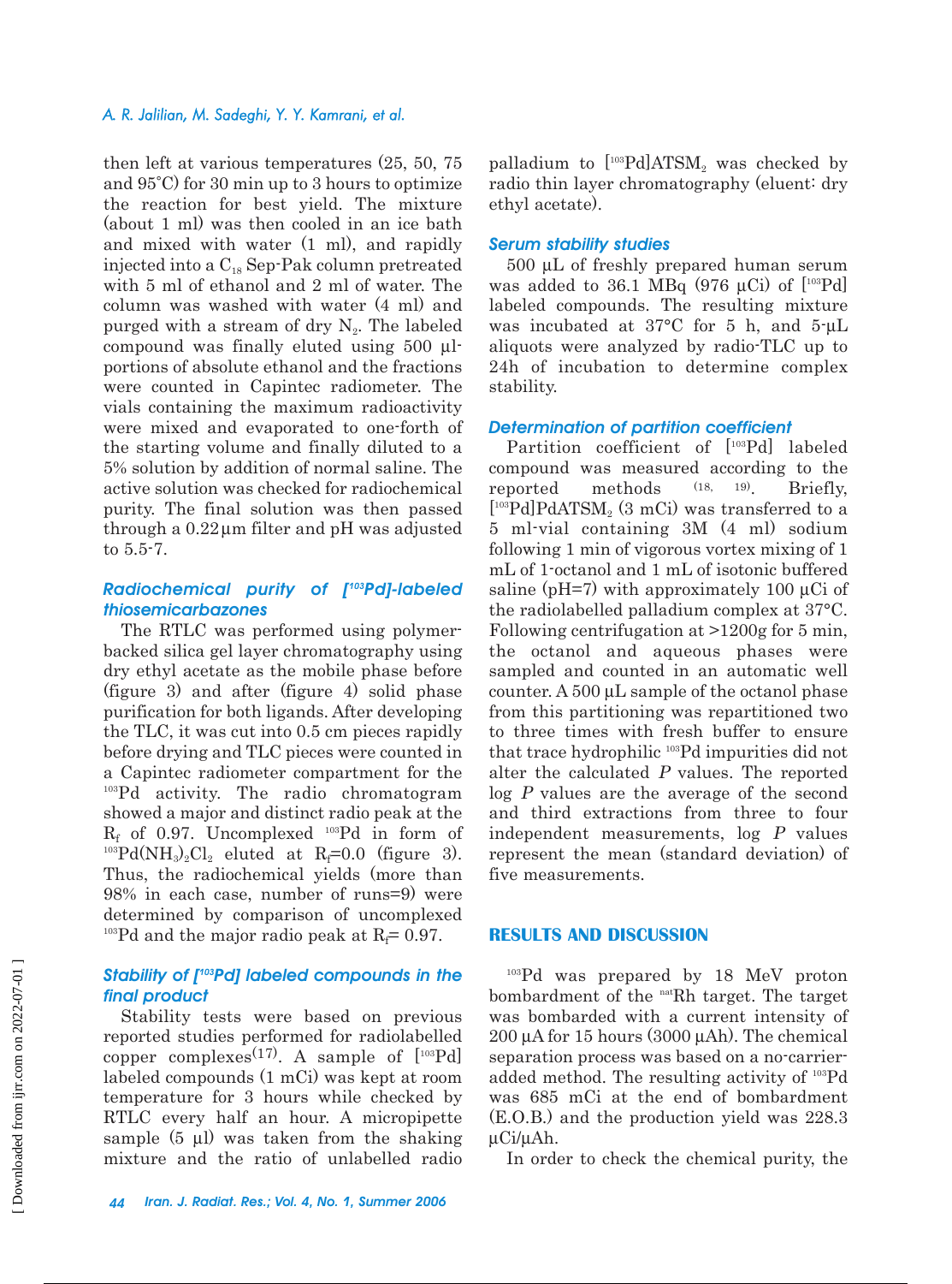then left at various temperatures (25, 50, 75 and 95°C) for 30 min up to 3 hours to optimize the reaction for best yield. The mixture (about 1 ml) was then cooled in an ice bath and mixed with water (1 ml), and rapidly injected into a $C_{18}$ Sep-Pak column pretreated with 5 ml of ethanol and 2 ml of water. The column was washed with water (4 ml) and purged with a stream of dry $N_2$. The labeled compound was finally eluted using 500 µl-portions of absolute ethanol and the fractions were counted in Capintec radiometer. The vials containing the maximum radioactivity were mixed and evaporated to one-forth of the starting volume and finally diluted to a 5% solution by addition of normal saline. The active solution was checked for radiochemical purity. The final solution was then passed through a 0.22µm filter and pH was adjusted to 5.5-7.

### *Radiochemical purity of [$^{103}$Pd]-labeled thiosemicarbazones*

The RTLC was performed using polymer-backed silica gel layer chromatography using dry ethyl acetate as the mobile phase before (figure 3) and after (figure 4) solid phase purification for both ligands. After developing the TLC, it was cut into 0.5 cm pieces rapidly before drying and TLC pieces were counted in a Capintec radiometer compartment for the $^{103}$Pd activity. The radio chromatogram showed a major and distinct radio peak at the $R_f$ of 0.97. Uncomplexed $^{103}$Pd in form of $^{103}Pd(NH_3)_2Cl_2$ eluted at $R_f$=0.0 (figure 3). Thus, the radiochemical yields (more than 98% in each case, number of runs=9) were determined by comparison of uncomplexed $^{103}$Pd and the major radio peak at $R_f$= 0.97.

### *Stability of [$^{103}$Pd] labeled compounds in the final product*

Stability tests were based on previous reported studies performed for radiolabelled copper complexes[17]. A sample of [$^{103}$Pd] labeled compounds (1 mCi) was kept at room temperature for 3 hours while checked by RTLC every half an hour. A micropipette sample (5 µl) was taken from the shaking mixture and the ratio of unlabelled radio palladium to [$^{103}$Pd]ATSM$_2$ was checked by radio thin layer chromatography (eluent: dry ethyl acetate).

### *Serum stability studies*

500 µL of freshly prepared human serum was added to 36.1 MBq (976 µCi) of [$^{103}$Pd] labeled compounds. The resulting mixture was incubated at 37°C for 5 h, and 5-µL aliquots were analyzed by radio-TLC up to 24h of incubation to determine complex stability.

### *Determination of partition coefficient*

Partition coefficient of [$^{103}$Pd] labeled compound was measured according to the reported methods [18, 19]. Briefly, [$^{103}$Pd]PdATSM$_2$ (3 mCi) was transferred to a 5 ml-vial containing 3M (4 ml) sodium following 1 min of vigorous vortex mixing of 1 mL of 1-octanol and 1 mL of isotonic buffered saline (pH=7) with approximately 100 µCi of the radiolabelled palladium complex at 37°C. Following centrifugation at >1200g for 5 min, the octanol and aqueous phases were sampled and counted in an automatic well counter. A 500 µL sample of the octanol phase from this partitioning was repartitioned two to three times with fresh buffer to ensure that trace hydrophilic $^{103}$Pd impurities did not alter the calculated $P$ values. The reported log $P$ values are the average of the second and third extractions from three to four independent measurements, log $P$ values represent the mean (standard deviation) of five measurements.

## RESULTS AND DISCUSSION

$^{103}$Pd was prepared by 18 MeV proton bombardment of the $^{nat}$Rh target. The target was bombarded with a current intensity of 200 µA for 15 hours (3000 µAh). The chemical separation process was based on a no-carrier-added method. The resulting activity of $^{103}$Pd was 685 mCi at the end of bombardment (E.O.B.) and the production yield was 228.3 µCi/µAh.

In order to check the chemical purity, the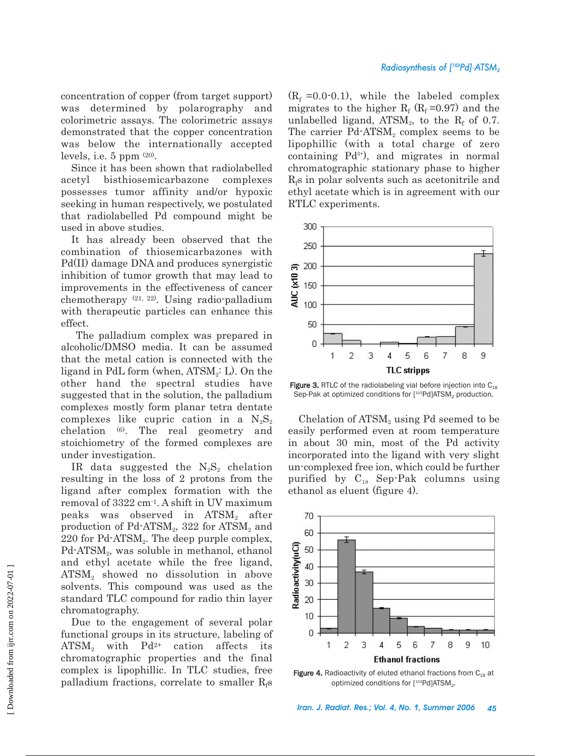concentration of copper (from target support) was determined by polarography and colorimetric assays. The colorimetric assays demonstrated that the copper concentration was below the internationally accepted levels, i.e. 5 ppm [20].

Since it has been shown that radiolabelled acetyl bisthiosemicarbazone complexes possesses tumor affinity and/or hypoxic seeking in human respectively, we postulated that radiolabelled Pd compound might be used in above studies.

It has already been observed that the combination of thiosemicarbazones with Pd(II) damage DNA and produces synergistic inhibition of tumor growth that may lead to improvements in the effectiveness of cancer chemotherapy [21, 22]. Using radio-palladium with therapeutic particles can enhance this effect.

The palladium complex was prepared in alcoholic/DMSO media. It can be assumed that the metal cation is connected with the ligand in PdL form (when, $ATSM_2$: L). On the other hand the spectral studies have suggested that in the solution, the palladium complexes mostly form planar tetra dentate complexes like cupric cation in a $N_2S_2$ chelation [6]. The real geometry and stoichiometry of the formed complexes are under investigation.

IR data suggested the $N_2S_2$ chelation resulting in the loss of 2 protons from the ligand after complex formation with the removal of 3322 $cm^{-1}$. A shift in UV maximum peaks was observed in $ATSM_2$ after production of Pd-$ATSM_2$, 322 for $ATSM_2$ and 220 for Pd-$ATSM_2$. The deep purple complex, Pd-$ATSM_2$, was soluble in methanol, ethanol and ethyl acetate while the free ligand, $ATSM_2$ showed no dissolution in above solvents. This compound was used as the standard TLC compound for radio thin layer chromatography.

Due to the engagement of several polar functional groups in its structure, labeling of $ATSM_2$ with $Pd^{2+}$ cation affects its chromatographic properties and the final complex is lipophillic. In TLC studies, free palladium fractions, correlate to smaller $R_f$s ($R_f$ =0.0-0.1), while the labeled complex migrates to the higher $R_f$ ($R_f$=0.97) and the unlabelled ligand, $ATSM_2$, to the $R_f$ of 0.7. The carrier Pd-$ATSM_2$ complex seems to be lipophillic (with a total charge of zero containing $Pd^{2+}$), and migrates in normal chromatographic stationary phase to higher $R_f$s in polar solvents such as acetonitrile and ethyl acetate which is in agreement with our RTLC experiments.

**Figure 3.** RTLC of the radiolabeling vial before injection into $C_{18}$ Sep-Pak at optimized conditions for [$^{103}$Pd]$ATSM_2$ production.

Chelation of $ATSM_2$ using Pd seemed to be easily performed even at room temperature in about 30 min, most of the Pd activity incorporated into the ligand with very slight un-complexed free ion, which could be further purified by $C_{18}$ Sep-Pak columns using ethanol as eluent (figure 4).

**Figure 4.** Radioactivity of eluted ethanol fractions from $C_{18}$ at optimized conditions for [$^{103}$Pd]$ATSM_2$.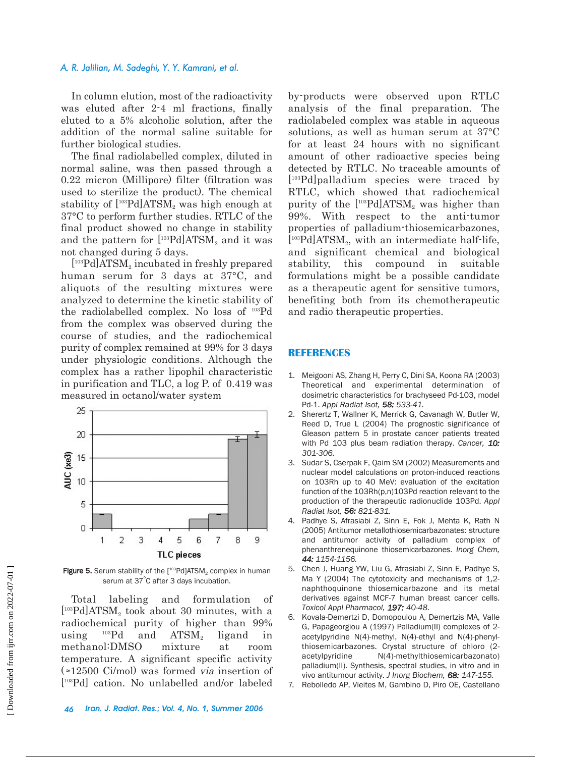In column elution, most of the radioactivity was eluted after 2-4 ml fractions, finally eluted to a 5% alcoholic solution, after the addition of the normal saline suitable for further biological studies.

The final radiolabelled complex, diluted in normal saline, was then passed through a 0.22 micron (Millipore) filter (filtration was used to sterilize the product). The chemical stability of [$^{103}$Pd]ATSM$_2$ was high enough at 37°C to perform further studies. RTLC of the final product showed no change in stability and the pattern for [$^{103}$Pd]ATSM$_2$ and it was not changed during 5 days.

[$^{103}$Pd]ATSM$_2$ incubated in freshly prepared human serum for 3 days at 37°C, and aliquots of the resulting mixtures were analyzed to determine the kinetic stability of the radiolabelled complex. No loss of $^{103}$Pd from the complex was observed during the course of studies, and the radiochemical purity of complex remained at 99% for 3 days under physiologic conditions. Although the complex has a rather lipophil characteristic in purification and TLC, a log P. of 0.419 was measured in octanol/water system

Figure 5. Serum stability of the [$^{103}$Pd]ATSM$_2$ complex in human serum at 37°C after 3 days incubation.

Total labeling and formulation of [$^{103}$Pd]ATSM$_2$ took about 30 minutes, with a radiochemical purity of higher than 99% using $^{103}$Pd and ATSM$_2$ ligand in methanol:DMSO mixture at room temperature. A significant specific activity (≈12500 Ci/mol) was formed *via* insertion of [$^{103}$Pd] cation. No unlabelled and/or labeled by-products were observed upon RTLC analysis of the final preparation. The radiolabeled complex was stable in aqueous solutions, as well as human serum at 37°C for at least 24 hours with no significant amount of other radioactive species being detected by RTLC. No traceable amounts of [$^{103}$Pd]palladium species were traced by RTLC, which showed that radiochemical purity of the [$^{103}$Pd]ATSM$_2$ was higher than 99%. With respect to the anti-tumor properties of palladium-thiosemicarbazones, [$^{103}$Pd]ATSM$_2$, with an intermediate half-life, and significant chemical and biological stability, this compound in suitable formulations might be a possible candidate as a therapeutic agent for sensitive tumors, benefiting both from its chemotherapeutic and radio therapeutic properties.

## REFERENCES

1. Meigooni AS, Zhang H, Perry C, Dini SA, Koona RA (2003) Theoretical and experimental determination of dosimetric characteristics for brachyseed Pd-103, model Pd-1. *Appl Radiat Isot, **58:** 533-41.*
2. Sherertz T, Wallner K, Merrick G, Cavanagh W, Butler W, Reed D, True L (2004) The prognostic significance of Gleason pattern 5 in prostate cancer patients treated with Pd 103 plus beam radiation therapy. *Cancer, **10:** 301-306.*
3. Sudar S, Cserpak F, Qaim SM (2002) Measurements and nuclear model calculations on proton-induced reactions on 103Rh up to 40 MeV: evaluation of the excitation function of the 103Rh(p,n)103Pd reaction relevant to the production of the therapeutic radionuclide 103Pd. *Appl Radiat Isot, **56:** 821-831.*
4. Padhye S, Afrasiabi Z, Sinn E, Fok J, Mehta K, Rath N (2005) Antitumor metallothiosemicarbazonates: structure and antitumor activity of palladium complex of phenanthrenequinone thiosemicarbazones. *Inorg Chem, **44:** 1154-1156.*
5. Chen J, Huang YW, Liu G, Afrasiabi Z, Sinn E, Padhye S, Ma Y (2004) The cytotoxicity and mechanisms of 1,2-naphthoquinone thiosemicarbazone and its metal derivatives against MCF-7 human breast cancer cells. *Toxicol Appl Pharmacol, **197:** 40-48.*
6. Kovala-Demertzi D, Domopoulou A, Demertzis MA, Valle G, Papageorgiou A (1997) Palladium(II) complexes of 2-acetylpyridine N(4)-methyl, N(4)-ethyl and N(4)-phenyl-thiosemicarbazones. Crystal structure of chloro (2-acetylpyridine N(4)-methylthiosemicarbazonato) palladium(II). Synthesis, spectral studies, in vitro and in vivo antitumour activity. *J Inorg Biochem, **68:** 147-155.*
7. Rebolledo AP, Vieites M, Gambino D, Piro OE, Castellano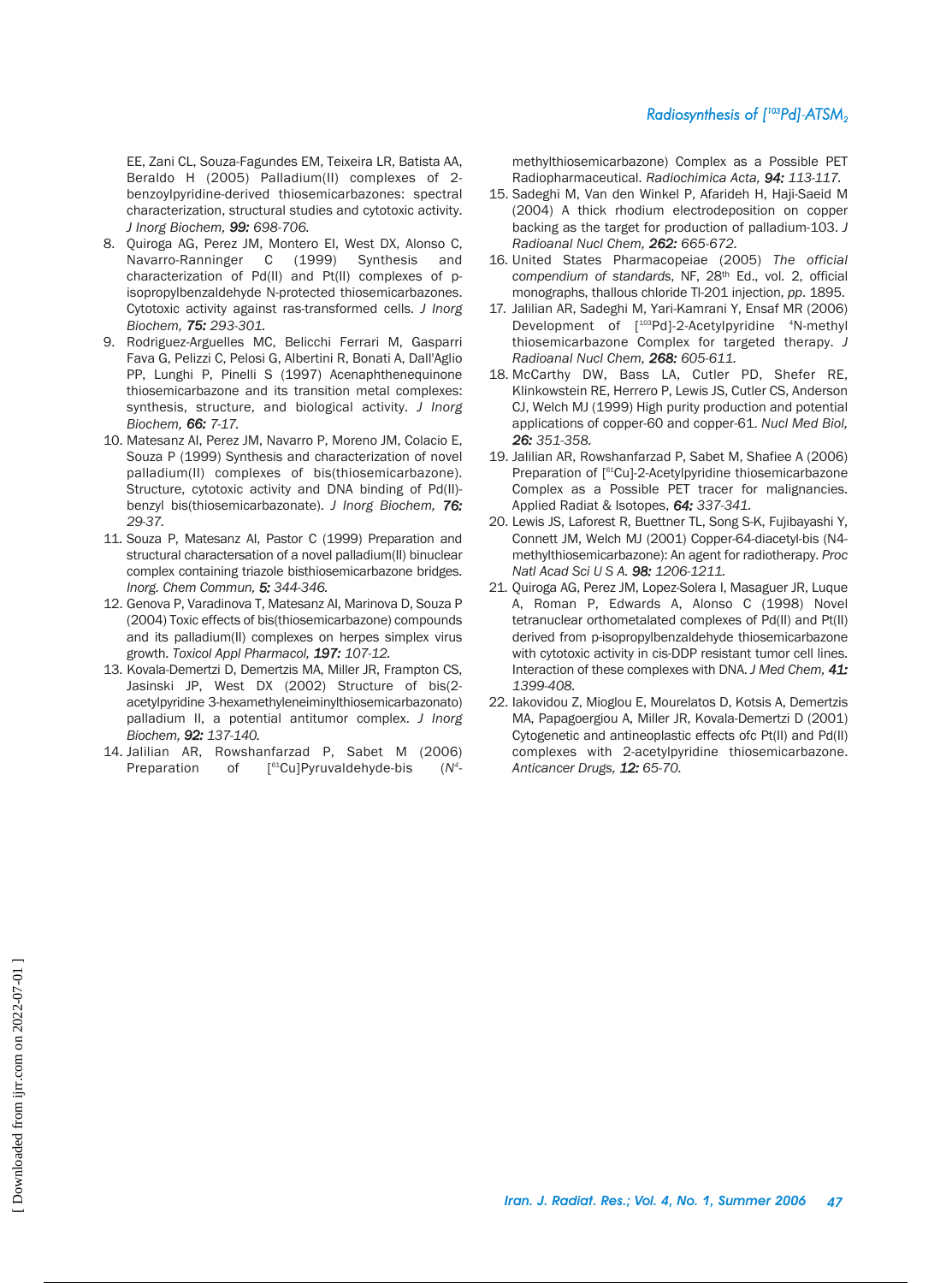EE, Zani CL, Souza-Fagundes EM, Teixeira LR, Batista AA, Beraldo H (2005) Palladium(II) complexes of 2-benzoylpyridine-derived thiosemicarbazones: spectral characterization, structural studies and cytotoxic activity. *J Inorg Biochem, 99: 698-706.*

8. Quiroga AG, Perez JM, Montero EI, West DX, Alonso C, Navarro-Ranninger C (1999) Synthesis and characterization of Pd(II) and Pt(II) complexes of p-isopropylbenzaldehyde N-protected thiosemicarbazones. Cytotoxic activity against ras-transformed cells. *J Inorg Biochem, **75:** 293-301.*
9. Rodriguez-Arguelles MC, Belicchi Ferrari M, Gasparri Fava G, Pelizzi C, Pelosi G, Albertini R, Bonati A, Dall'Aglio PP, Lunghi P, Pinelli S (1997) Acenaphthenequinone thiosemicarbazone and its transition metal complexes: synthesis, structure, and biological activity. *J Inorg Biochem, **66:** 7-17.*
10. Matesanz AI, Perez JM, Navarro P, Moreno JM, Colacio E, Souza P (1999) Synthesis and characterization of novel palladium(II) complexes of bis(thiosemicarbazone). Structure, cytotoxic activity and DNA binding of Pd(II)-benzyl bis(thiosemicarbazonate). *J Inorg Biochem, **76:** 29-37.*
11. Souza P, Matesanz AI, Pastor C (1999) Preparation and structural charactersation of a novel palladium(II) binuclear complex containing triazole bisthiosemicarbazone bridges. *Inorg. Chem Commun, **5:** 344-346.*
12. Genova P, Varadinova T, Matesanz AI, Marinova D, Souza P (2004) Toxic effects of bis(thiosemicarbazone) compounds and its palladium(II) complexes on herpes simplex virus growth. *Toxicol Appl Pharmacol, **197:** 107-12.*
13. Kovala-Demertzi D, Demertzis MA, Miller JR, Frampton CS, Jasinski JP, West DX (2002) Structure of bis(2-acetylpyridine 3-hexamethyleneiminylthiosemicarbazonato) palladium II, a potential antitumor complex. *J Inorg Biochem, **92:** 137-140.*
14. Jalilian AR, Rowshanfarzad P, Sabet M (2006) Preparation of [$^{61}$Cu]Pyruvaldehyde-bis ($N^4$-methylthiosemicarbazone) Complex as a Possible PET Radiopharmaceutical. *Radiochimica Acta, **94:** 113-117.*
15. Sadeghi M, Van den Winkel P, Afarideh H, Haji-Saeid M (2004) A thick rhodium electrodeposition on copper backing as the target for production of palladium-103. *J Radioanal Nucl Chem, **262:** 665-672.*
16. United States Pharmacopeiae (2005) *The official compendium of standards*, NF, 28$^{th}$ Ed., vol. 2, official monographs, thallous chloride Tl-201 injection, *pp.* 1895.
17. Jalilian AR, Sadeghi M, Yari-Kamrani Y, Ensaf MR (2006) Development of [$^{103}$Pd]-2-Acetylpyridine $^4$N-methyl thiosemicarbazone Complex for targeted therapy. *J Radioanal Nucl Chem, **268:** 605-611.*
18. McCarthy DW, Bass LA, Cutler PD, Shefer RE, Klinkowstein RE, Herrero P, Lewis JS, Cutler CS, Anderson CJ, Welch MJ (1999) High purity production and potential applications of copper-60 and copper-61. *Nucl Med Biol, **26:** 351-358.*
19. Jalilian AR, Rowshanfarzad P, Sabet M, Shafiee A (2006) Preparation of [$^{61}$Cu]-2-Acetylpyridine thiosemicarbazone Complex as a Possible PET tracer for malignancies. Applied Radiat & Isotopes, ***64:** 337-341.*
20. Lewis JS, Laforest R, Buettner TL, Song S-K, Fujibayashi Y, Connett JM, Welch MJ (2001) Copper-64-diacetyl-bis (N4-methylthiosemicarbazone): An agent for radiotherapy. *Proc Natl Acad Sci U S A. **98:** 1206-1211.*
21. Quiroga AG, Perez JM, Lopez-Solera I, Masaguer JR, Luque A, Roman P, Edwards A, Alonso C (1998) Novel tetranuclear orthometalated complexes of Pd(II) and Pt(II) derived from p-isopropylbenzaldehyde thiosemicarbazone with cytotoxic activity in cis-DDP resistant tumor cell lines. Interaction of these complexes with DNA. *J Med Chem, **41:** 1399-408.*
22. Iakovidou Z, Mioglou E, Mourelatos D, Kotsis A, Demertzis MA, Papagoergiou A, Miller JR, Kovala-Demertzi D (2001) Cytogenetic and antineoplastic effects ofc Pt(II) and Pd(II) complexes with 2-acetylpyridine thiosemicarbazone. *Anticancer Drugs, **12:** 65-70.*